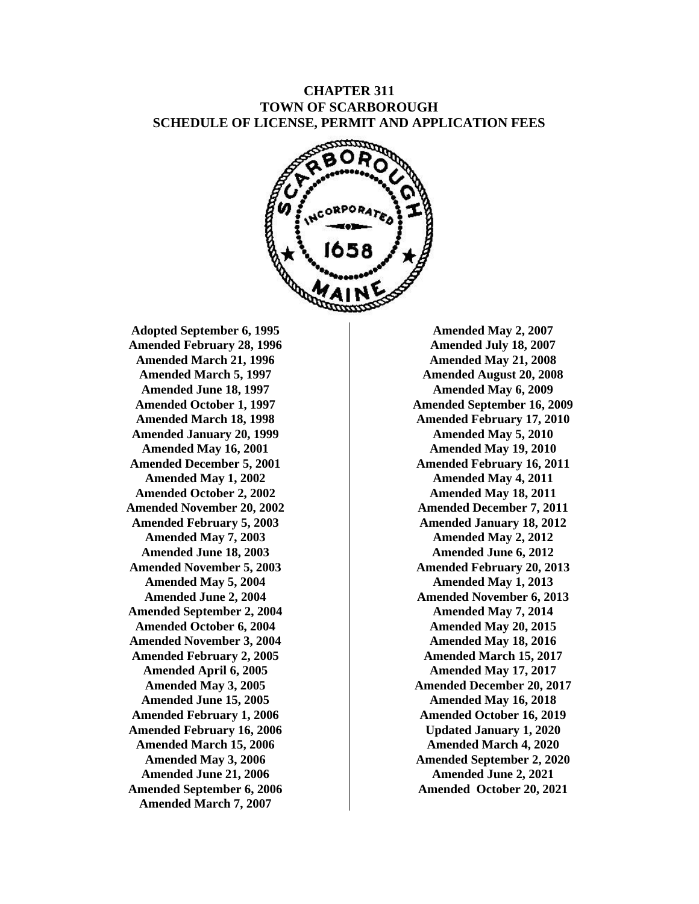# CHAPTER 311
# TOWN OF SCARBOROUGH
# SCHEDULE OF LICENSE, PERMIT AND APPLICATION FEES

**Adopted September 6, 1995**
**Amended February 28, 1996**
**Amended March 21, 1996**
**Amended March 5, 1997**
**Amended June 18, 1997**
**Amended October 1, 1997**
**Amended March 18, 1998**
**Amended January 20, 1999**
**Amended May 16, 2001**
**Amended December 5, 2001**
**Amended May 1, 2002**
**Amended October 2, 2002**
**Amended November 20, 2002**
**Amended February 5, 2003**
**Amended May 7, 2003**
**Amended June 18, 2003**
**Amended November 5, 2003**
**Amended May 5, 2004**
**Amended June 2, 2004**
**Amended September 2, 2004**
**Amended October 6, 2004**
**Amended November 3, 2004**
**Amended February 2, 2005**
**Amended April 6, 2005**
**Amended May 3, 2005**
**Amended June 15, 2005**
**Amended February 1, 2006**
**Amended February 16, 2006**
**Amended March 15, 2006**
**Amended May 3, 2006**
**Amended June 21, 2006**
**Amended September 6, 2006**
**Amended March 7, 2007**
**Amended May 2, 2007**
**Amended July 18, 2007**
**Amended May 21, 2008**
**Amended August 20, 2008**
**Amended May 6, 2009**
**Amended September 16, 2009**
**Amended February 17, 2010**
**Amended May 5, 2010**
**Amended May 19, 2010**
**Amended February 16, 2011**
**Amended May 4, 2011**
**Amended May 18, 2011**
**Amended December 7, 2011**
**Amended January 18, 2012**
**Amended May 2, 2012**
**Amended June 6, 2012**
**Amended February 20, 2013**
**Amended May 1, 2013**
**Amended November 6, 2013**
**Amended May 7, 2014**
**Amended May 20, 2015**
**Amended May 18, 2016**
**Amended March 15, 2017**
**Amended May 17, 2017**
**Amended December 20, 2017**
**Amended May 16, 2018**
**Amended October 16, 2019**
**Updated January 1, 2020**
**Amended March 4, 2020**
**Amended September 2, 2020**
**Amended June 2, 2021**
**Amended October 20, 2021**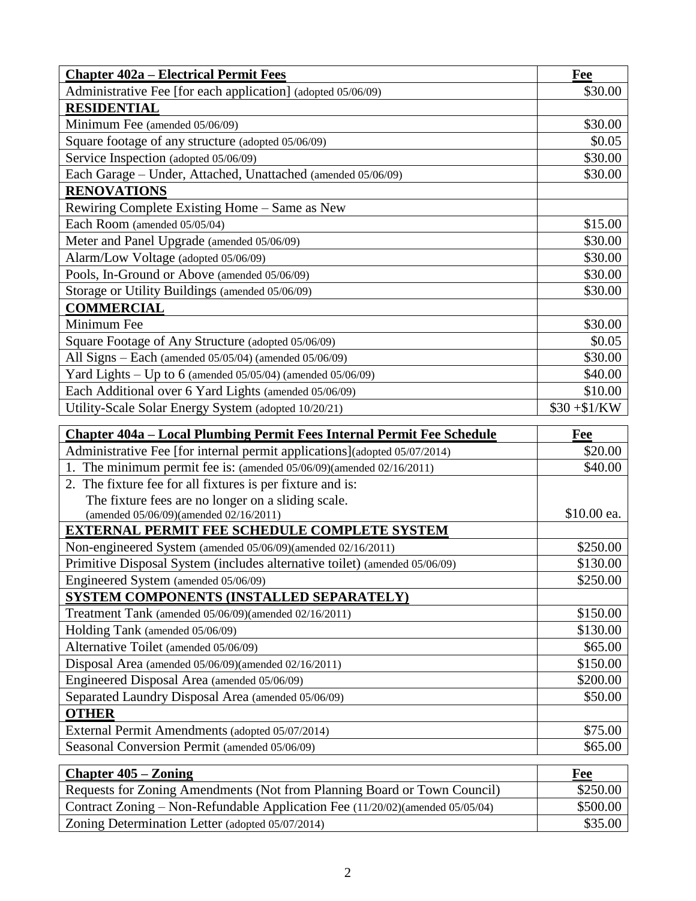| **Chapter 402a – Electrical Permit Fees** | **Fee** |
|---|---|
| Administrative Fee [for each application] (adopted 05/06/09) | $30.00 |
| **RESIDENTIAL** | |
| Minimum Fee (amended 05/06/09) | $30.00 |
| Square footage of any structure (adopted 05/06/09) | $0.05 |
| Service Inspection (adopted 05/06/09) | $30.00 |
| Each Garage – Under, Attached, Unattached (amended 05/06/09) | $30.00 |
| **RENOVATIONS** | |
| Rewiring Complete Existing Home – Same as New | |
| Each Room (amended 05/05/04) | $15.00 |
| Meter and Panel Upgrade (amended 05/06/09) | $30.00 |
| Alarm/Low Voltage (adopted 05/06/09) | $30.00 |
| Pools, In-Ground or Above (amended 05/06/09) | $30.00 |
| Storage or Utility Buildings (amended 05/06/09) | $30.00 |
| **COMMERCIAL** | |
| Minimum Fee | $30.00 |
| Square Footage of Any Structure (adopted 05/06/09) | $0.05 |
| All Signs – Each (amended 05/05/04) (amended 05/06/09) | $30.00 |
| Yard Lights – Up to 6 (amended 05/05/04) (amended 05/06/09) | $40.00 |
| Each Additional over 6 Yard Lights (amended 05/06/09) | $10.00 |
| Utility-Scale Solar Energy System (adopted 10/20/21) | $30 +$1/KW |

| **Chapter 404a – Local Plumbing Permit Fees Internal Permit Fee Schedule** | **Fee** |
|---|---|
| Administrative Fee [for internal permit applications](adopted 05/07/2014) | $20.00 |
| 1. The minimum permit fee is: (amended 05/06/09)(amended 02/16/2011) | $40.00 |
| 2. The fixture fee for all fixtures is per fixture and is: The fixture fees are no longer on a sliding scale. (amended 05/06/09)(amended 02/16/2011) | $10.00 ea. |
| **EXTERNAL PERMIT FEE SCHEDULE COMPLETE SYSTEM** | |
| Non-engineered System (amended 05/06/09)(amended 02/16/2011) | $250.00 |
| Primitive Disposal System (includes alternative toilet) (amended 05/06/09) | $130.00 |
| Engineered System (amended 05/06/09) | $250.00 |
| **SYSTEM COMPONENTS (INSTALLED SEPARATELY)** | |
| Treatment Tank (amended 05/06/09)(amended 02/16/2011) | $150.00 |
| Holding Tank (amended 05/06/09) | $130.00 |
| Alternative Toilet (amended 05/06/09) | $65.00 |
| Disposal Area (amended 05/06/09)(amended 02/16/2011) | $150.00 |
| Engineered Disposal Area (amended 05/06/09) | $200.00 |
| Separated Laundry Disposal Area (amended 05/06/09) | $50.00 |
| **OTHER** | |
| External Permit Amendments (adopted 05/07/2014) | $75.00 |
| Seasonal Conversion Permit (amended 05/06/09) | $65.00 |

| **Chapter 405 – Zoning** | **Fee** |
|---|---|
| Requests for Zoning Amendments (Not from Planning Board or Town Council) | $250.00 |
| Contract Zoning – Non-Refundable Application Fee (11/20/02)(amended 05/05/04) | $500.00 |
| Zoning Determination Letter (adopted 05/07/2014) | $35.00 |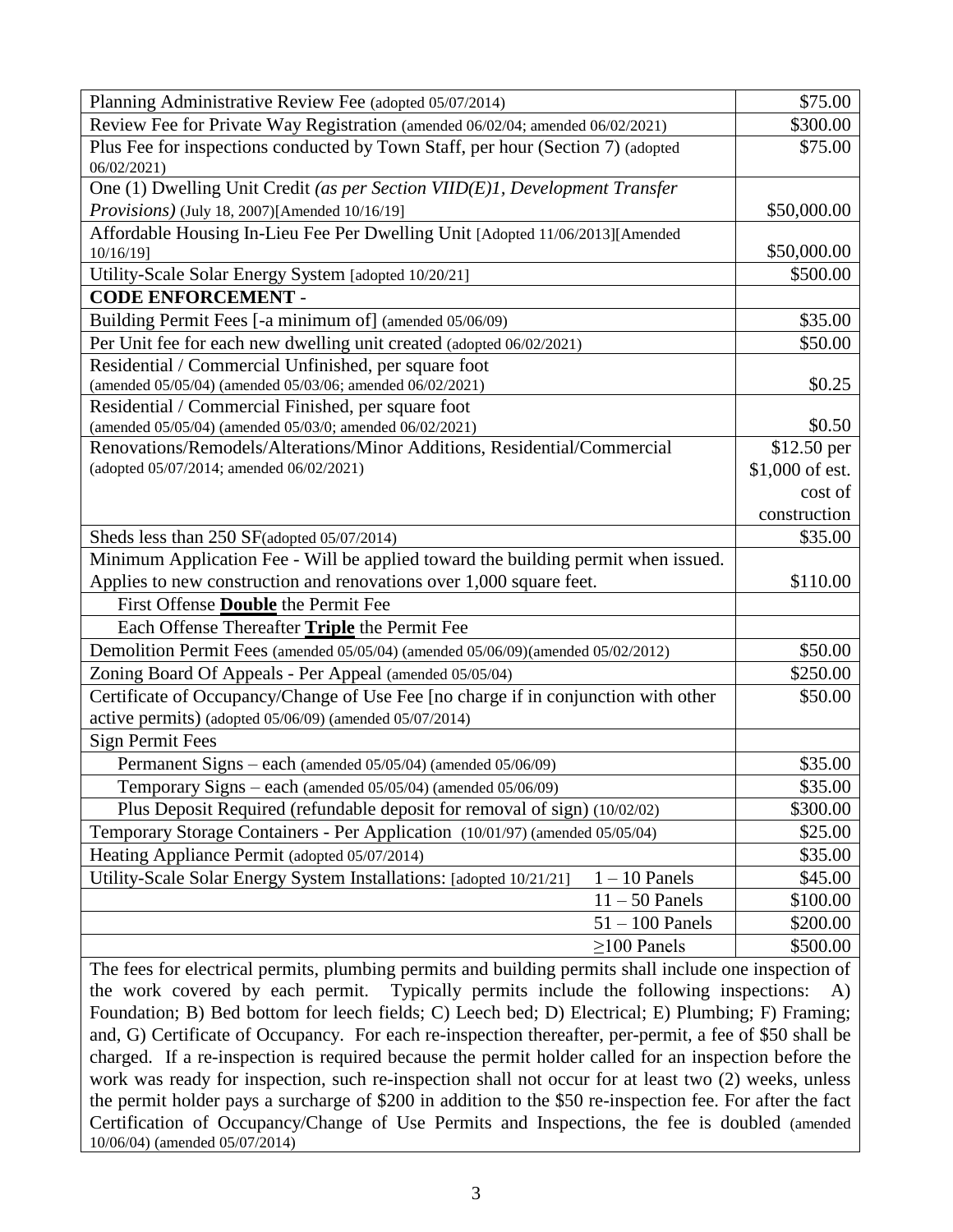| Description | Fee |
|---|---|
| Planning Administrative Review Fee (adopted 05/07/2014) | $75.00 |
| Review Fee for Private Way Registration (amended 06/02/04; amended 06/02/2021) | $300.00 |
| Plus Fee for inspections conducted by Town Staff, per hour (Section 7) (adopted 06/02/2021) | $75.00 |
| One (1) Dwelling Unit Credit *(as per Section VIID(E)1, Development Transfer Provisions)* (July 18, 2007)[Amended 10/16/19] | $50,000.00 |
| Affordable Housing In-Lieu Fee Per Dwelling Unit [Adopted 11/06/2013][Amended 10/16/19] | $50,000.00 |
| Utility-Scale Solar Energy System [adopted 10/20/21] | $500.00 |
| **CODE ENFORCEMENT** - | |
| Building Permit Fees [-a minimum of] (amended 05/06/09) | $35.00 |
| Per Unit fee for each new dwelling unit created (adopted 06/02/2021) | $50.00 |
| Residential / Commercial Unfinished, per square foot (amended 05/05/04) (amended 05/03/06; amended 06/02/2021) | $0.25 |
| Residential / Commercial Finished, per square foot (amended 05/05/04) (amended 05/03/0; amended 06/02/2021) | $0.50 |
| Renovations/Remodels/Alterations/Minor Additions, Residential/Commercial (adopted 05/07/2014; amended 06/02/2021) | $12.50 per $1,000 of est. cost of construction |
| Sheds less than 250 SF(adopted 05/07/2014) | $35.00 |
| Minimum Application Fee - Will be applied toward the building permit when issued. Applies to new construction and renovations over 1,000 square feet. | $110.00 |
| First Offense **Double** the Permit Fee | |
| Each Offense Thereafter **Triple** the Permit Fee | |
| Demolition Permit Fees (amended 05/05/04) (amended 05/06/09)(amended 05/02/2012) | $50.00 |
| Zoning Board Of Appeals - Per Appeal (amended 05/05/04) | $250.00 |
| Certificate of Occupancy/Change of Use Fee [no charge if in conjunction with other active permits) (adopted 05/06/09) (amended 05/07/2014) | $50.00 |
| Sign Permit Fees | |
| Permanent Signs – each (amended 05/05/04) (amended 05/06/09) | $35.00 |
| Temporary Signs – each (amended 05/05/04) (amended 05/06/09) | $35.00 |
| Plus Deposit Required (refundable deposit for removal of sign) (10/02/02) | $300.00 |
| Temporary Storage Containers - Per Application (10/01/97) (amended 05/05/04) | $25.00 |
| Heating Appliance Permit (adopted 05/07/2014) | $35.00 |
| Utility-Scale Solar Energy System Installations: [adopted 10/21/21] 1 – 10 Panels | $45.00 |
| 11 – 50 Panels | $100.00 |
| 51 – 100 Panels | $200.00 |
| ≥100 Panels | $500.00 |

The fees for electrical permits, plumbing permits and building permits shall include one inspection of the work covered by each permit. Typically permits include the following inspections: A) Foundation; B) Bed bottom for leech fields; C) Leech bed; D) Electrical; E) Plumbing; F) Framing; and, G) Certificate of Occupancy. For each re-inspection thereafter, per-permit, a fee of $50 shall be charged. If a re-inspection is required because the permit holder called for an inspection before the work was ready for inspection, such re-inspection shall not occur for at least two (2) weeks, unless the permit holder pays a surcharge of $200 in addition to the $50 re-inspection fee. For after the fact Certification of Occupancy/Change of Use Permits and Inspections, the fee is doubled (amended 10/06/04) (amended 05/07/2014)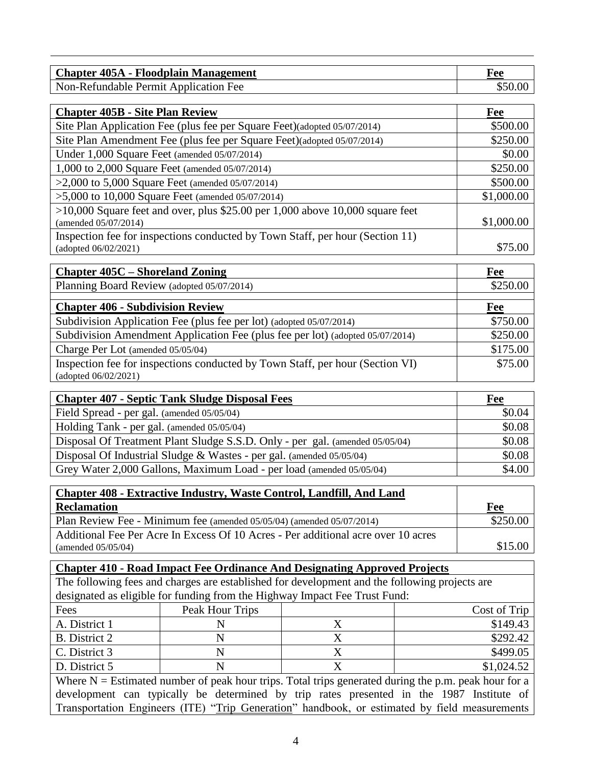| **Chapter 405A - Floodplain Management** | **Fee** |
|---|---|
| Non-Refundable Permit Application Fee | $50.00 |

| **Chapter 405B - Site Plan Review** | **Fee** |
|---|---|
| Site Plan Application Fee (plus fee per Square Feet)(adopted 05/07/2014) | $500.00 |
| Site Plan Amendment Fee (plus fee per Square Feet)(adopted 05/07/2014) | $250.00 |
| Under 1,000 Square Feet (amended 05/07/2014) | $0.00 |
| 1,000 to 2,000 Square Feet (amended 05/07/2014) | $250.00 |
| >2,000 to 5,000 Square Feet (amended 05/07/2014) | $500.00 |
| >5,000 to 10,000 Square Feet (amended 05/07/2014) | $1,000.00 |
| >10,000 Square feet and over, plus $25.00 per 1,000 above 10,000 square feet (amended 05/07/2014) | $1,000.00 |
| Inspection fee for inspections conducted by Town Staff, per hour (Section 11) (adopted 06/02/2021) | $75.00 |

| **Chapter 405C – Shoreland Zoning** | **Fee** |
|---|---|
| Planning Board Review (adopted 05/07/2014) | $250.00 |

| **Chapter 406 - Subdivision Review** | **Fee** |
|---|---|
| Subdivision Application Fee (plus fee per lot) (adopted 05/07/2014) | $750.00 |
| Subdivision Amendment Application Fee (plus fee per lot) (adopted 05/07/2014) | $250.00 |
| Charge Per Lot (amended 05/05/04) | $175.00 |
| Inspection fee for inspections conducted by Town Staff, per hour (Section VI) (adopted 06/02/2021) | $75.00 |

| **Chapter 407 - Septic Tank Sludge Disposal Fees** | **Fee** |
|---|---|
| Field Spread - per gal. (amended 05/05/04) | $0.04 |
| Holding Tank - per gal. (amended 05/05/04) | $0.08 |
| Disposal Of Treatment Plant Sludge S.S.D. Only - per gal. (amended 05/05/04) | $0.08 |
| Disposal Of Industrial Sludge & Wastes - per gal. (amended 05/05/04) | $0.08 |
| Grey Water 2,000 Gallons, Maximum Load - per load (amended 05/05/04) | $4.00 |

| **Chapter 408 - Extractive Industry, Waste Control, Landfill, And Land Reclamation** | **Fee** |
|---|---|
| Plan Review Fee - Minimum fee (amended 05/05/04) (amended 05/07/2014) | $250.00 |
| Additional Fee Per Acre In Excess Of 10 Acres - Per additional acre over 10 acres (amended 05/05/04) | $15.00 |

**Chapter 410 - Road Impact Fee Ordinance And Designating Approved Projects**

The following fees and charges are established for development and the following projects are designated as eligible for funding from the Highway Impact Fee Trust Fund:

| Fees | Peak Hour Trips | | Cost of Trip |
|---|---|---|---|
| A. District 1 | N | X | $149.43 |
| B. District 2 | N | X | $292.42 |
| C. District 3 | N | X | $499.05 |
| D. District 5 | N | X | $1,024.52 |

Where N = Estimated number of peak hour trips. Total trips generated during the p.m. peak hour for a development can typically be determined by trip rates presented in the 1987 Institute of Transportation Engineers (ITE) "Trip Generation" handbook, or estimated by field measurements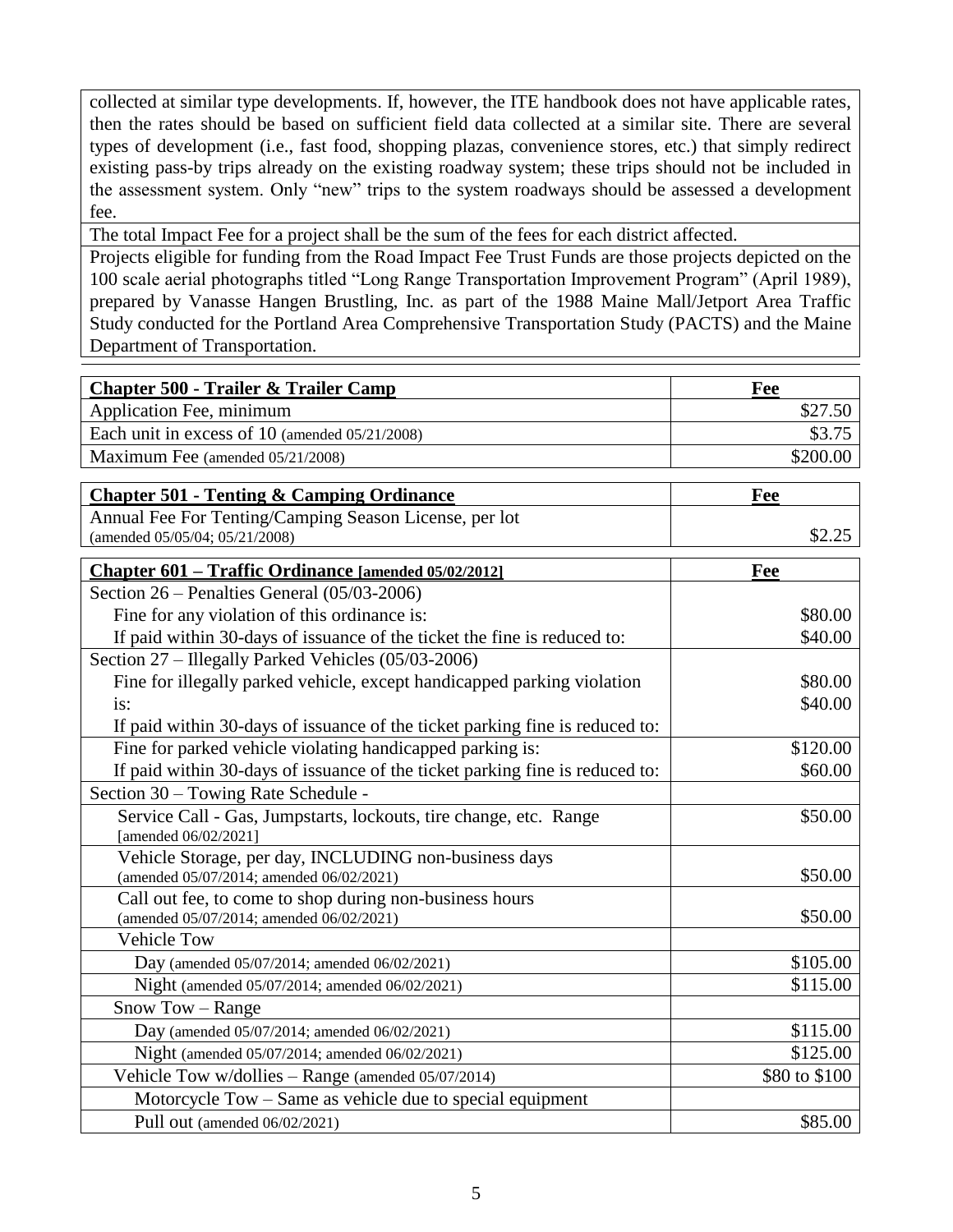| |
|---|
| collected at similar type developments. If, however, the ITE handbook does not have applicable rates, then the rates should be based on sufficient field data collected at a similar site. There are several types of development (i.e., fast food, shopping plazas, convenience stores, etc.) that simply redirect existing pass-by trips already on the existing roadway system; these trips should not be included in the assessment system. Only "new" trips to the system roadways should be assessed a development fee. |
| The total Impact Fee for a project shall be the sum of the fees for each district affected. |
| Projects eligible for funding from the Road Impact Fee Trust Funds are those projects depicted on the 100 scale aerial photographs titled "Long Range Transportation Improvement Program" (April 1989), prepared by Vanasse Hangen Brustling, Inc. as part of the 1988 Maine Mall/Jetport Area Traffic Study conducted for the Portland Area Comprehensive Transportation Study (PACTS) and the Maine Department of Transportation. |

| **Chapter 500 - Trailer & Trailer Camp** | **Fee** |
|---|---|
| Application Fee, minimum | $27.50 |
| Each unit in excess of 10 (amended 05/21/2008) | $3.75 |
| Maximum Fee (amended 05/21/2008) | $200.00 |

| **Chapter 501 - Tenting & Camping Ordinance** | **Fee** |
|---|---|
| Annual Fee For Tenting/Camping Season License, per lot (amended 05/05/04; 05/21/2008) | $2.25 |

| **Chapter 601 – Traffic Ordinance [amended 05/02/2012]** | **Fee** |
|---|---|
| Section 26 – Penalties General (05/03-2006) | |
| Fine for any violation of this ordinance is: | $80.00 |
| If paid within 30-days of issuance of the ticket the fine is reduced to: | $40.00 |
| Section 27 – Illegally Parked Vehicles (05/03-2006) | |
| Fine for illegally parked vehicle, except handicapped parking violation is: | $80.00 |
| If paid within 30-days of issuance of the ticket parking fine is reduced to: | $40.00 |
| Fine for parked vehicle violating handicapped parking is: | $120.00 |
| If paid within 30-days of issuance of the ticket parking fine is reduced to: | $60.00 |
| Section 30 – Towing Rate Schedule - | |
| Service Call - Gas, Jumpstarts, lockouts, tire change, etc. Range [amended 06/02/2021] | $50.00 |
| Vehicle Storage, per day, INCLUDING non-business days (amended 05/07/2014; amended 06/02/2021) | $50.00 |
| Call out fee, to come to shop during non-business hours (amended 05/07/2014; amended 06/02/2021) | $50.00 |
| Vehicle Tow | |
| Day (amended 05/07/2014; amended 06/02/2021) | $105.00 |
| Night (amended 05/07/2014; amended 06/02/2021) | $115.00 |
| Snow Tow – Range | |
| Day (amended 05/07/2014; amended 06/02/2021) | $115.00 |
| Night (amended 05/07/2014; amended 06/02/2021) | $125.00 |
| Vehicle Tow w/dollies – Range (amended 05/07/2014) | $80 to $100 |
| Motorcycle Tow – Same as vehicle due to special equipment | |
| Pull out (amended 06/02/2021) | $85.00 |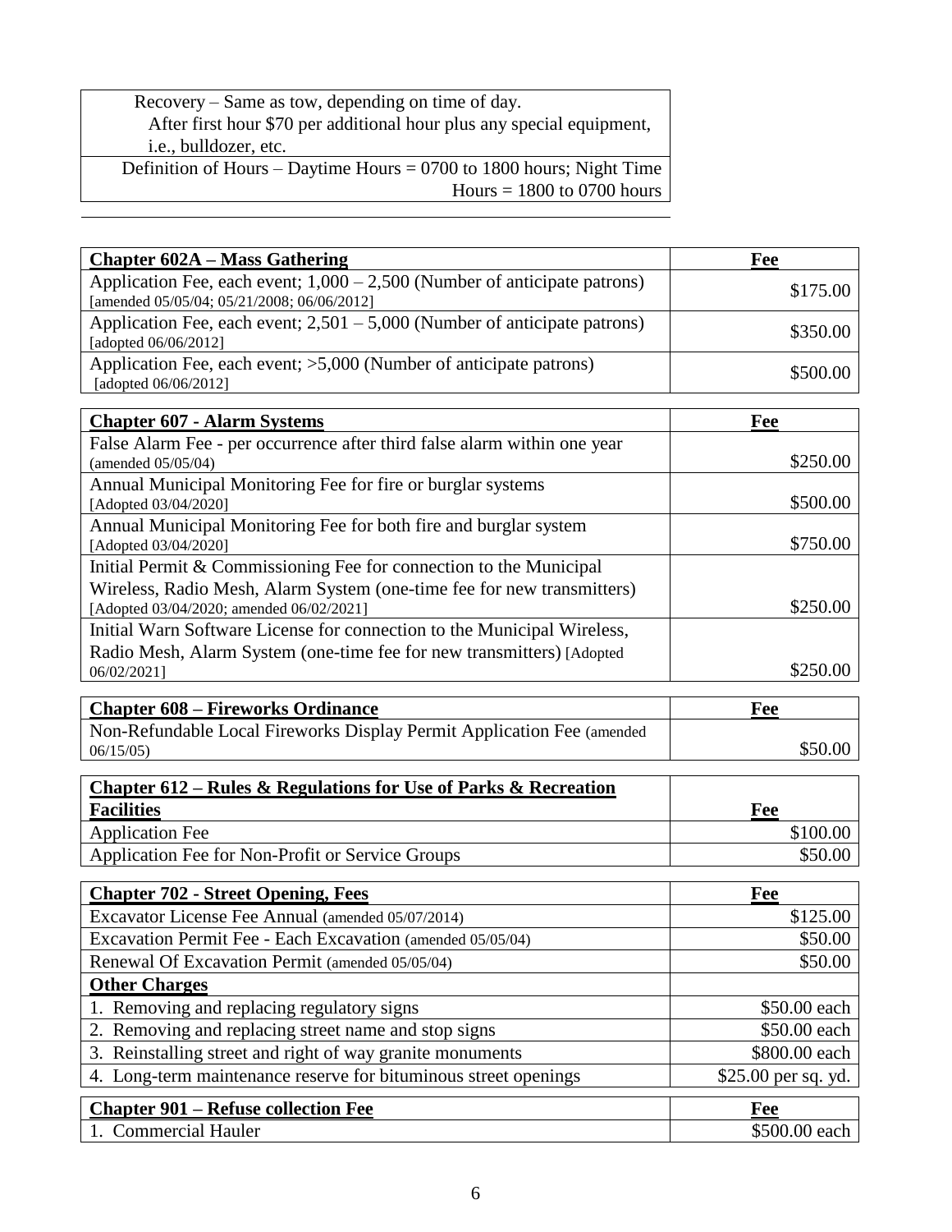| |
|---|
| Recovery – Same as tow, depending on time of day. After first hour $70 per additional hour plus any special equipment, i.e., bulldozer, etc. |
| Definition of Hours – Daytime Hours = 0700 to 1800 hours; Night Time Hours = 1800 to 0700 hours |

| **Chapter 602A – Mass Gathering** | **Fee** |
|---|---|
| Application Fee, each event; 1,000 – 2,500 (Number of anticipate patrons) [amended 05/05/04; 05/21/2008; 06/06/2012] | $175.00 |
| Application Fee, each event; 2,501 – 5,000 (Number of anticipate patrons) [adopted 06/06/2012] | $350.00 |
| Application Fee, each event; >5,000 (Number of anticipate patrons) [adopted 06/06/2012] | $500.00 |

| **Chapter 607 - Alarm Systems** | **Fee** |
|---|---|
| False Alarm Fee - per occurrence after third false alarm within one year (amended 05/05/04) | $250.00 |
| Annual Municipal Monitoring Fee for fire or burglar systems [Adopted 03/04/2020] | $500.00 |
| Annual Municipal Monitoring Fee for both fire and burglar system [Adopted 03/04/2020] | $750.00 |
| Initial Permit & Commissioning Fee for connection to the Municipal Wireless, Radio Mesh, Alarm System (one-time fee for new transmitters) [Adopted 03/04/2020; amended 06/02/2021] | $250.00 |
| Initial Warn Software License for connection to the Municipal Wireless, Radio Mesh, Alarm System (one-time fee for new transmitters) [Adopted 06/02/2021] | $250.00 |

| **Chapter 608 – Fireworks Ordinance** | **Fee** |
|---|---|
| Non-Refundable Local Fireworks Display Permit Application Fee (amended 06/15/05) | $50.00 |

| **Chapter 612 – Rules & Regulations for Use of Parks & Recreation Facilities** | **Fee** |
|---|---|
| Application Fee | $100.00 |
| Application Fee for Non-Profit or Service Groups | $50.00 |

| **Chapter 702 - Street Opening, Fees** | **Fee** |
|---|---|
| Excavator License Fee Annual (amended 05/07/2014) | $125.00 |
| Excavation Permit Fee - Each Excavation (amended 05/05/04) | $50.00 |
| Renewal Of Excavation Permit (amended 05/05/04) | $50.00 |
| **Other Charges** | |
| 1. Removing and replacing regulatory signs | $50.00 each |
| 2. Removing and replacing street name and stop signs | $50.00 each |
| 3. Reinstalling street and right of way granite monuments | $800.00 each |
| 4. Long-term maintenance reserve for bituminous street openings | $25.00 per sq. yd. |

| **Chapter 901 – Refuse collection Fee** | **Fee** |
|---|---|
| 1. Commercial Hauler | $500.00 each |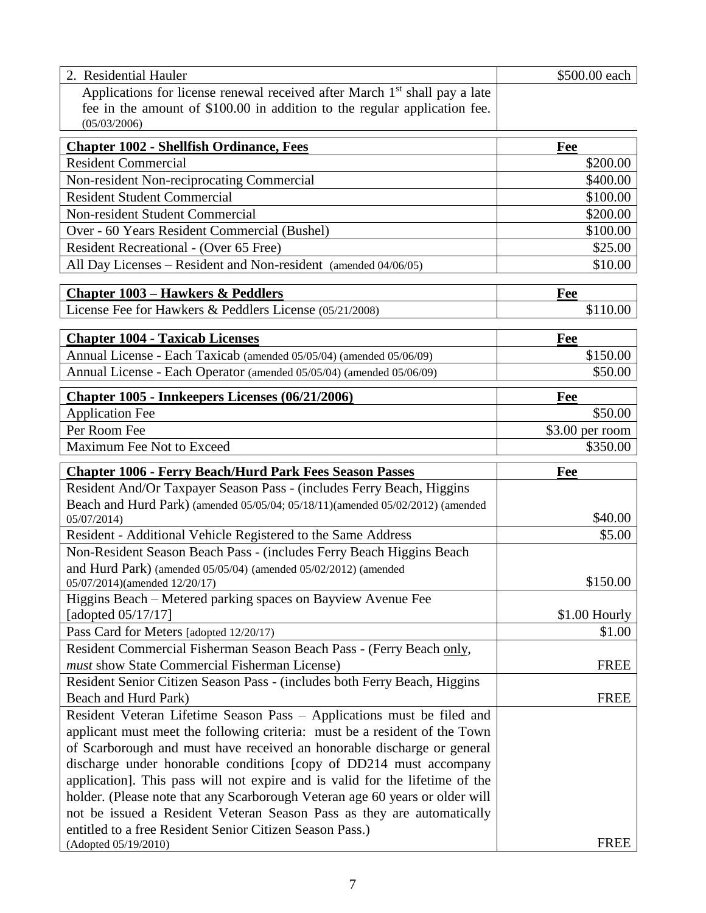| 2. Residential Hauler | $500.00 each |
|---|---|
| Applications for license renewal received after March 1st shall pay a late fee in the amount of $100.00 in addition to the regular application fee. (05/03/2006) | |

| **Chapter 1002 - Shellfish Ordinance, Fees** | **Fee** |
|---|---|
| Resident Commercial | $200.00 |
| Non-resident Non-reciprocating Commercial | $400.00 |
| Resident Student Commercial | $100.00 |
| Non-resident Student Commercial | $200.00 |
| Over - 60 Years Resident Commercial (Bushel) | $100.00 |
| Resident Recreational - (Over 65 Free) | $25.00 |
| All Day Licenses – Resident and Non-resident (amended 04/06/05) | $10.00 |

| **Chapter 1003 – Hawkers & Peddlers** | **Fee** |
|---|---|
| License Fee for Hawkers & Peddlers License (05/21/2008) | $110.00 |

| **Chapter 1004 - Taxicab Licenses** | **Fee** |
|---|---|
| Annual License - Each Taxicab (amended 05/05/04) (amended 05/06/09) | $150.00 |
| Annual License - Each Operator (amended 05/05/04) (amended 05/06/09) | $50.00 |

| **Chapter 1005 - Innkeepers Licenses (06/21/2006)** | **Fee** |
|---|---|
| Application Fee | $50.00 |
| Per Room Fee | $3.00 per room |
| Maximum Fee Not to Exceed | $350.00 |

| **Chapter 1006 - Ferry Beach/Hurd Park Fees Season Passes** | **Fee** |
|---|---|
| Resident And/Or Taxpayer Season Pass - (includes Ferry Beach, Higgins Beach and Hurd Park) (amended 05/05/04; 05/18/11)(amended 05/02/2012) (amended 05/07/2014) | $40.00 |
| Resident - Additional Vehicle Registered to the Same Address | $5.00 |
| Non-Resident Season Beach Pass - (includes Ferry Beach Higgins Beach and Hurd Park) (amended 05/05/04) (amended 05/02/2012) (amended 05/07/2014)(amended 12/20/17) | $150.00 |
| Higgins Beach – Metered parking spaces on Bayview Avenue Fee [adopted 05/17/17] | $1.00 Hourly |
| Pass Card for Meters [adopted 12/20/17] | $1.00 |
| Resident Commercial Fisherman Season Beach Pass - (Ferry Beach only, *must* show State Commercial Fisherman License) | FREE |
| Resident Senior Citizen Season Pass - (includes both Ferry Beach, Higgins Beach and Hurd Park) | FREE |
| Resident Veteran Lifetime Season Pass – Applications must be filed and applicant must meet the following criteria: must be a resident of the Town of Scarborough and must have received an honorable discharge or general discharge under honorable conditions [copy of DD214 must accompany application]. This pass will not expire and is valid for the lifetime of the holder. (Please note that any Scarborough Veteran age 60 years or older will not be issued a Resident Veteran Season Pass as they are automatically entitled to a free Resident Senior Citizen Season Pass.) (Adopted 05/19/2010) | FREE |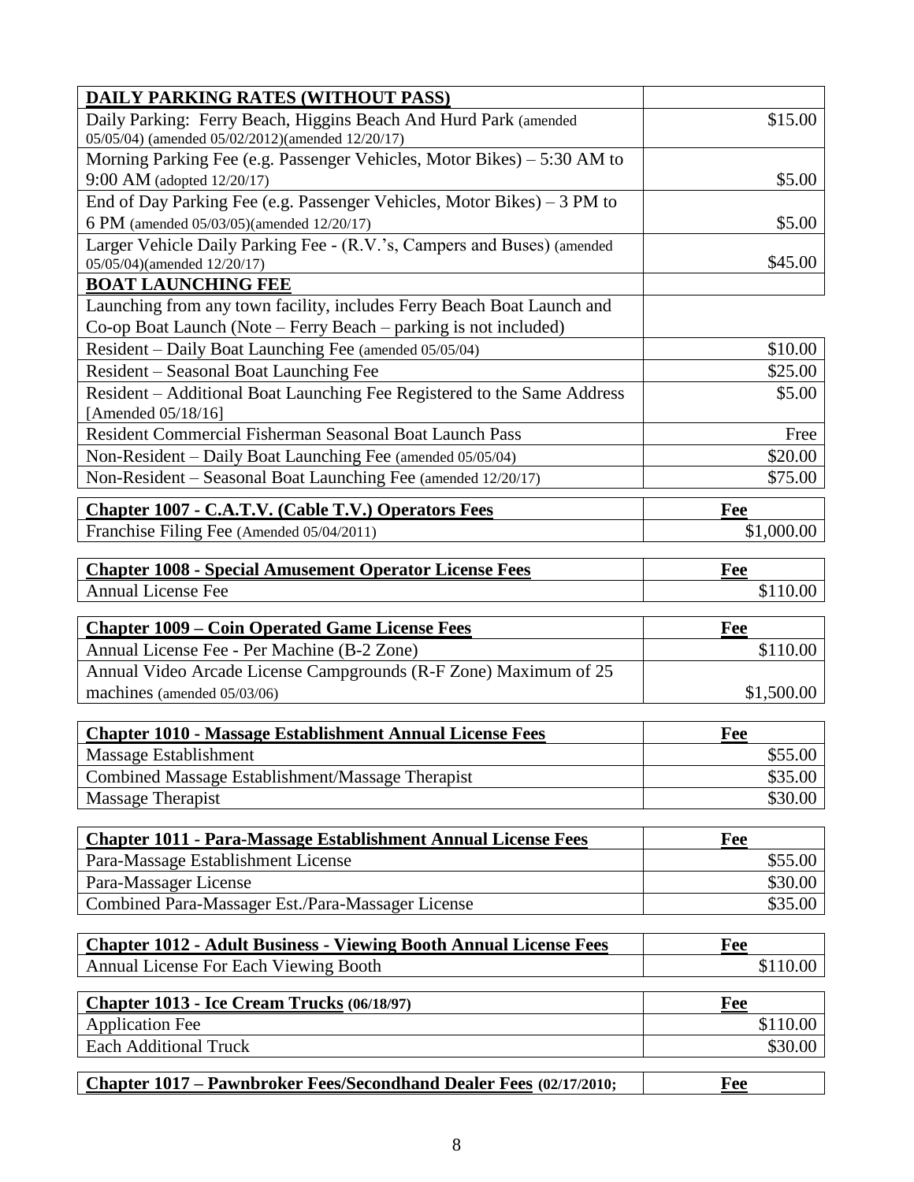| **DAILY PARKING RATES (WITHOUT PASS)** | |
|---|---|
| Daily Parking: Ferry Beach, Higgins Beach And Hurd Park (amended 05/05/04) (amended 05/02/2012)(amended 12/20/17) | $15.00 |
| Morning Parking Fee (e.g. Passenger Vehicles, Motor Bikes) – 5:30 AM to 9:00 AM (adopted 12/20/17) | $5.00 |
| End of Day Parking Fee (e.g. Passenger Vehicles, Motor Bikes) – 3 PM to 6 PM (amended 05/03/05)(amended 12/20/17) | $5.00 |
| Larger Vehicle Daily Parking Fee - (R.V.'s, Campers and Buses) (amended 05/05/04)(amended 12/20/17) | $45.00 |
| **BOAT LAUNCHING FEE** | |
| Launching from any town facility, includes Ferry Beach Boat Launch and Co-op Boat Launch (Note – Ferry Beach – parking is not included) | |
| Resident – Daily Boat Launching Fee (amended 05/05/04) | $10.00 |
| Resident – Seasonal Boat Launching Fee | $25.00 |
| Resident – Additional Boat Launching Fee Registered to the Same Address [Amended 05/18/16] | $5.00 |
| Resident Commercial Fisherman Seasonal Boat Launch Pass | Free |
| Non-Resident – Daily Boat Launching Fee (amended 05/05/04) | $20.00 |
| Non-Resident – Seasonal Boat Launching Fee (amended 12/20/17) | $75.00 |

| **Chapter 1007 - C.A.T.V. (Cable T.V.) Operators Fees** | **Fee** |
|---|---|
| Franchise Filing Fee (Amended 05/04/2011) | $1,000.00 |

| **Chapter 1008 - Special Amusement Operator License Fees** | **Fee** |
|---|---|
| Annual License Fee | $110.00 |

| **Chapter 1009 – Coin Operated Game License Fees** | **Fee** |
|---|---|
| Annual License Fee - Per Machine (B-2 Zone) | $110.00 |
| Annual Video Arcade License Campgrounds (R-F Zone) Maximum of 25 machines (amended 05/03/06) | $1,500.00 |

| **Chapter 1010 - Massage Establishment Annual License Fees** | **Fee** |
|---|---|
| Massage Establishment | $55.00 |
| Combined Massage Establishment/Massage Therapist | $35.00 |
| Massage Therapist | $30.00 |

| **Chapter 1011 - Para-Massage Establishment Annual License Fees** | **Fee** |
|---|---|
| Para-Massage Establishment License | $55.00 |
| Para-Massager License | $30.00 |
| Combined Para-Massager Est./Para-Massager License | $35.00 |

| **Chapter 1012 - Adult Business - Viewing Booth Annual License Fees** | **Fee** |
|---|---|
| Annual License For Each Viewing Booth | $110.00 |

| **Chapter 1013 - Ice Cream Trucks (06/18/97)** | **Fee** |
|---|---|
| Application Fee | $110.00 |
| Each Additional Truck | $30.00 |

| **Chapter 1017 – Pawnbroker Fees/Secondhand Dealer Fees (02/17/2010;** | **Fee** |
|---|---|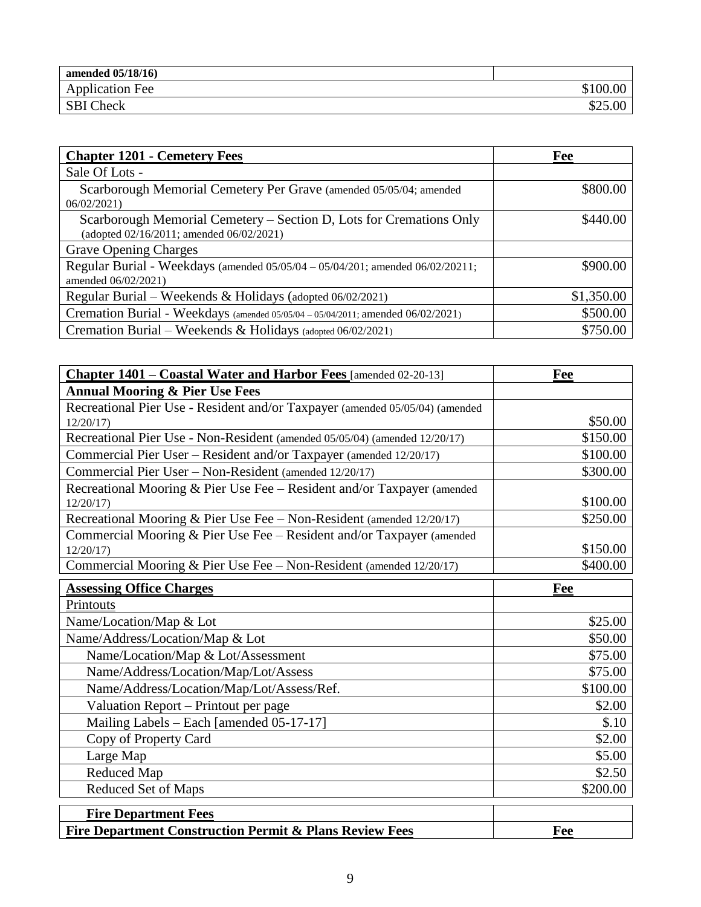| amended 05/18/16) | |
|---|---|
| Application Fee | $100.00 |
| SBI Check | $25.00 |

| **Chapter 1201 - Cemetery Fees** | **Fee** |
|---|---|
| Sale Of Lots - | |
| Scarborough Memorial Cemetery Per Grave (amended 05/05/04; amended 06/02/2021) | $800.00 |
| Scarborough Memorial Cemetery – Section D, Lots for Cremations Only (adopted 02/16/2011; amended 06/02/2021) | $440.00 |
| Grave Opening Charges | |
| Regular Burial - Weekdays (amended 05/05/04 – 05/04/201; amended 06/02/20211; amended 06/02/2021) | $900.00 |
| Regular Burial – Weekends & Holidays (adopted 06/02/2021) | $1,350.00 |
| Cremation Burial - Weekdays (amended 05/05/04 – 05/04/2011; amended 06/02/2021) | $500.00 |
| Cremation Burial – Weekends & Holidays (adopted 06/02/2021) | $750.00 |

| **Chapter 1401 – Coastal Water and Harbor Fees** [amended 02-20-13] | **Fee** |
|---|---|
| **Annual Mooring & Pier Use Fees** | |
| Recreational Pier Use - Resident and/or Taxpayer (amended 05/05/04) (amended 12/20/17) | $50.00 |
| Recreational Pier Use - Non-Resident (amended 05/05/04) (amended 12/20/17) | $150.00 |
| Commercial Pier User – Resident and/or Taxpayer (amended 12/20/17) | $100.00 |
| Commercial Pier User – Non-Resident (amended 12/20/17) | $300.00 |
| Recreational Mooring & Pier Use Fee – Resident and/or Taxpayer (amended 12/20/17) | $100.00 |
| Recreational Mooring & Pier Use Fee – Non-Resident (amended 12/20/17) | $250.00 |
| Commercial Mooring & Pier Use Fee – Resident and/or Taxpayer (amended 12/20/17) | $150.00 |
| Commercial Mooring & Pier Use Fee – Non-Resident (amended 12/20/17) | $400.00 |

| **Assessing Office Charges** | **Fee** |
|---|---|
| Printouts | |
| Name/Location/Map & Lot | $25.00 |
| Name/Address/Location/Map & Lot | $50.00 |
| Name/Location/Map & Lot/Assessment | $75.00 |
| Name/Address/Location/Map/Lot/Assess | $75.00 |
| Name/Address/Location/Map/Lot/Assess/Ref. | $100.00 |
| Valuation Report – Printout per page | $2.00 |
| Mailing Labels – Each [amended 05-17-17] | $.10 |
| Copy of Property Card | $2.00 |
| Large Map | $5.00 |
| Reduced Map | $2.50 |
| Reduced Set of Maps | $200.00 |

| **Fire Department Fees** | |
|---|---|
| **Fire Department Construction Permit & Plans Review Fees** | **Fee** |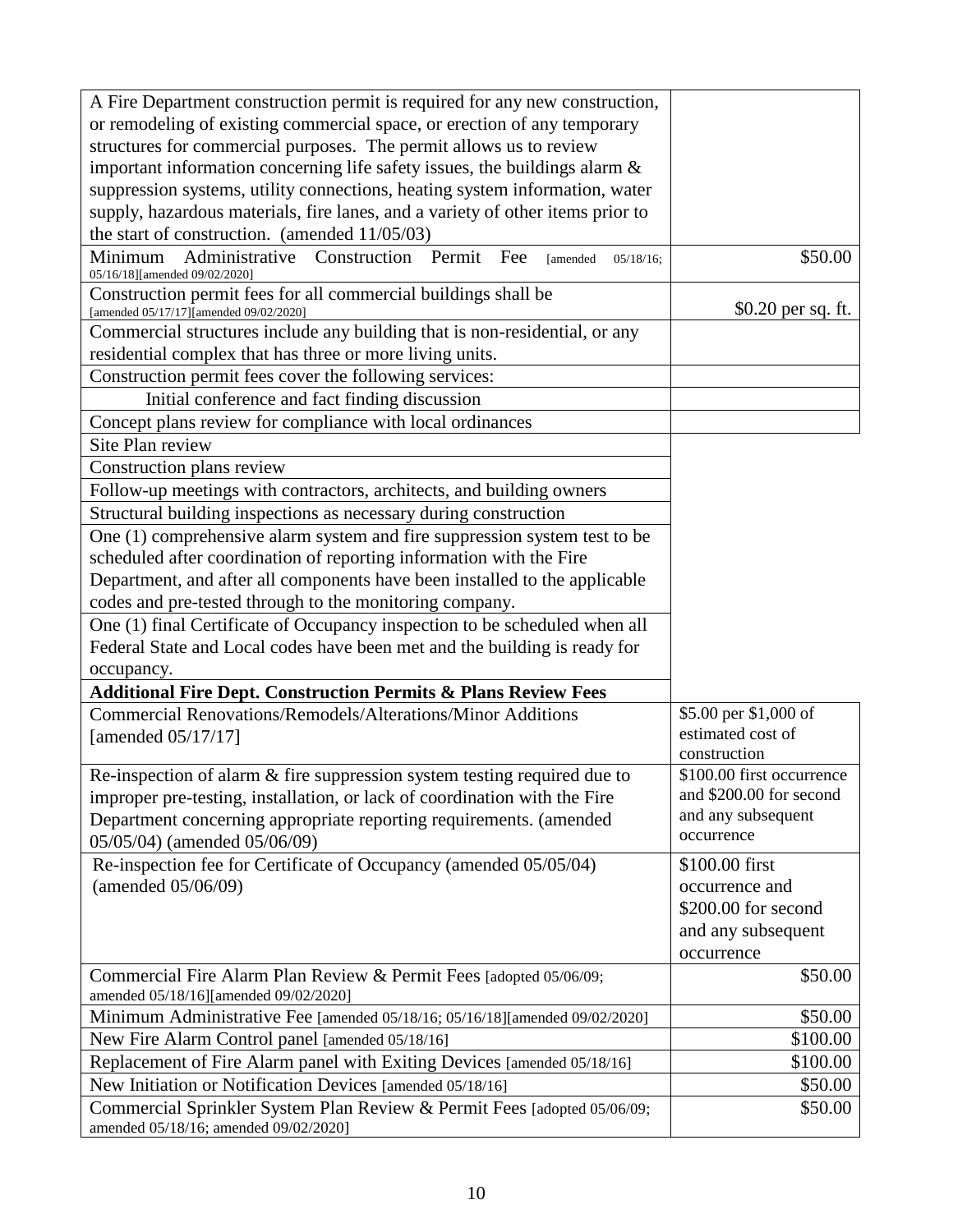| | |
|---|---|
| A Fire Department construction permit is required for any new construction, or remodeling of existing commercial space, or erection of any temporary structures for commercial purposes. The permit allows us to review important information concerning life safety issues, the buildings alarm & suppression systems, utility connections, heating system information, water supply, hazardous materials, fire lanes, and a variety of other items prior to the start of construction. (amended 11/05/03) | |
| Minimum Administrative Construction Permit Fee [amended 05/18/16; 05/16/18][amended 09/02/2020] | $50.00 |
| Construction permit fees for all commercial buildings shall be [amended 05/17/17][amended 09/02/2020] | $0.20 per sq. ft. |
| Commercial structures include any building that is non-residential, or any residential complex that has three or more living units. | |
| Construction permit fees cover the following services: | |
| Initial conference and fact finding discussion | |
| Concept plans review for compliance with local ordinances | |
| Site Plan review | |
| Construction plans review | |
| Follow-up meetings with contractors, architects, and building owners | |
| Structural building inspections as necessary during construction | |
| One (1) comprehensive alarm system and fire suppression system test to be scheduled after coordination of reporting information with the Fire Department, and after all components have been installed to the applicable codes and pre-tested through to the monitoring company. | |
| One (1) final Certificate of Occupancy inspection to be scheduled when all Federal State and Local codes have been met and the building is ready for occupancy. | |
| **Additional Fire Dept. Construction Permits & Plans Review Fees** | |
| Commercial Renovations/Remodels/Alterations/Minor Additions [amended 05/17/17] | $5.00 per $1,000 of estimated cost of construction |
| Re-inspection of alarm & fire suppression system testing required due to improper pre-testing, installation, or lack of coordination with the Fire Department concerning appropriate reporting requirements. (amended 05/05/04) (amended 05/06/09) | $100.00 first occurrence and $200.00 for second and any subsequent occurrence |
| Re-inspection fee for Certificate of Occupancy (amended 05/05/04) (amended 05/06/09) | $100.00 first occurrence and $200.00 for second and any subsequent occurrence |
| Commercial Fire Alarm Plan Review & Permit Fees [adopted 05/06/09; amended 05/18/16][amended 09/02/2020] | $50.00 |
| Minimum Administrative Fee [amended 05/18/16; 05/16/18][amended 09/02/2020] | $50.00 |
| New Fire Alarm Control panel [amended 05/18/16] | $100.00 |
| Replacement of Fire Alarm panel with Exiting Devices [amended 05/18/16] | $100.00 |
| New Initiation or Notification Devices [amended 05/18/16] | $50.00 |
| Commercial Sprinkler System Plan Review & Permit Fees [adopted 05/06/09; amended 05/18/16; amended 09/02/2020] | $50.00 |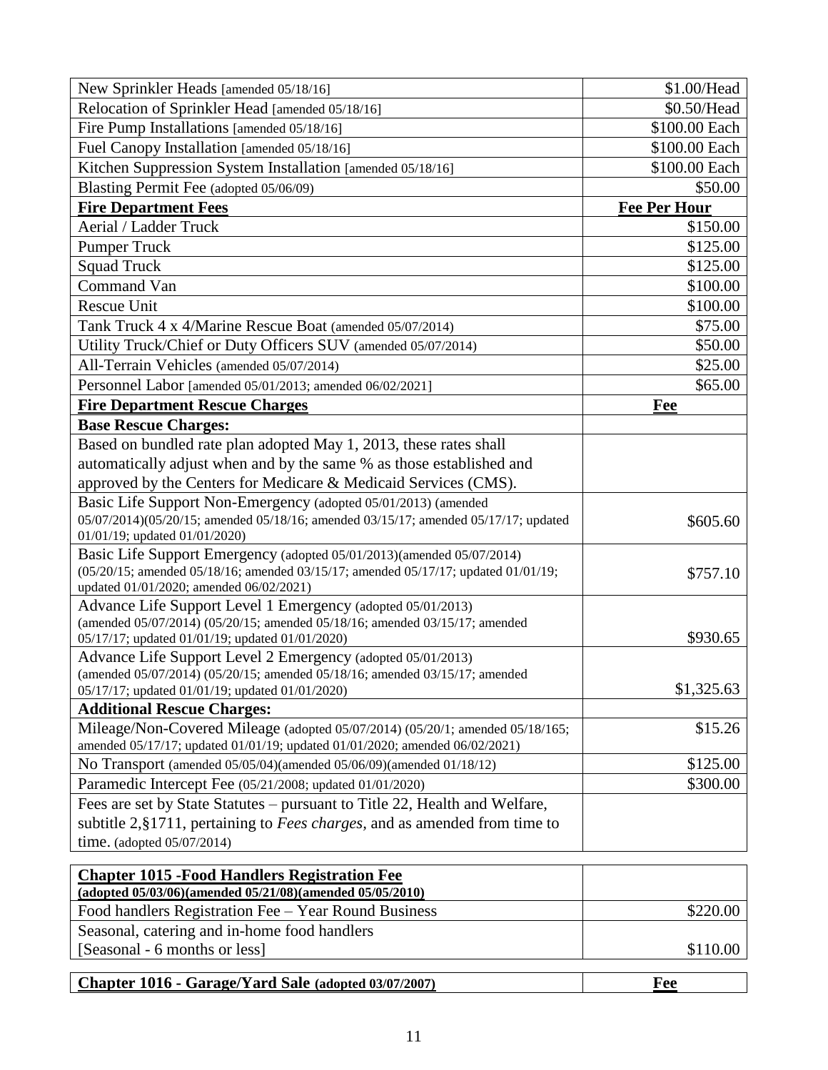| | |
|---|---|
| New Sprinkler Heads [amended 05/18/16] | $1.00/Head |
| Relocation of Sprinkler Head [amended 05/18/16] | $0.50/Head |
| Fire Pump Installations [amended 05/18/16] | $100.00 Each |
| Fuel Canopy Installation [amended 05/18/16] | $100.00 Each |
| Kitchen Suppression System Installation [amended 05/18/16] | $100.00 Each |
| Blasting Permit Fee (adopted 05/06/09) | $50.00 |
| **<u>Fire Department Fees</u>** | **<u>Fee Per Hour</u>** |
| Aerial / Ladder Truck | $150.00 |
| Pumper Truck | $125.00 |
| Squad Truck | $125.00 |
| Command Van | $100.00 |
| Rescue Unit | $100.00 |
| Tank Truck 4 x 4/Marine Rescue Boat (amended 05/07/2014) | $75.00 |
| Utility Truck/Chief or Duty Officers SUV (amended 05/07/2014) | $50.00 |
| All-Terrain Vehicles (amended 05/07/2014) | $25.00 |
| Personnel Labor [amended 05/01/2013; amended 06/02/2021] | $65.00 |
| **<u>Fire Department Rescue Charges</u>** | **<u>Fee</u>** |
| **Base Rescue Charges:** | |
| Based on bundled rate plan adopted May 1, 2013, these rates shall automatically adjust when and by the same % as those established and approved by the Centers for Medicare & Medicaid Services (CMS). | |
| Basic Life Support Non-Emergency (adopted 05/01/2013) (amended 05/07/2014)(05/20/15; amended 05/18/16; amended 03/15/17; amended 05/17/17; updated 01/01/19; updated 01/01/2020) | $605.60 |
| Basic Life Support Emergency (adopted 05/01/2013)(amended 05/07/2014) (05/20/15; amended 05/18/16; amended 03/15/17; amended 05/17/17; updated 01/01/19; updated 01/01/2020; amended 06/02/2021) | $757.10 |
| Advance Life Support Level 1 Emergency (adopted 05/01/2013) (amended 05/07/2014) (05/20/15; amended 05/18/16; amended 03/15/17; amended 05/17/17; updated 01/01/19; updated 01/01/2020) | $930.65 |
| Advance Life Support Level 2 Emergency (adopted 05/01/2013) (amended 05/07/2014) (05/20/15; amended 05/18/16; amended 03/15/17; amended 05/17/17; updated 01/01/19; updated 01/01/2020) | $1,325.63 |
| **Additional Rescue Charges:** | |
| Mileage/Non-Covered Mileage (adopted 05/07/2014) (05/20/1; amended 05/18/165; amended 05/17/17; updated 01/01/19; updated 01/01/2020; amended 06/02/2021) | $15.26 |
| No Transport (amended 05/05/04)(amended 05/06/09)(amended 01/18/12) | $125.00 |
| Paramedic Intercept Fee (05/21/2008; updated 01/01/2020) | $300.00 |
| Fees are set by State Statutes – pursuant to Title 22, Health and Welfare, subtitle 2,§1711, pertaining to *Fees charges*, and as amended from time to time. (adopted 05/07/2014) | |

| **<u>Chapter 1015 -Food Handlers Registration Fee</u>** **<u>(adopted 05/03/06)(amended 05/21/08)(amended 05/05/2010)</u>** | |
|---|---|
| Food handlers Registration Fee – Year Round Business | $220.00 |
| Seasonal, catering and in-home food handlers [Seasonal - 6 months or less] | $110.00 |

| **<u>Chapter 1016 - Garage/Yard Sale (adopted 03/07/2007)</u>** | **<u>Fee</u>** |
|---|---|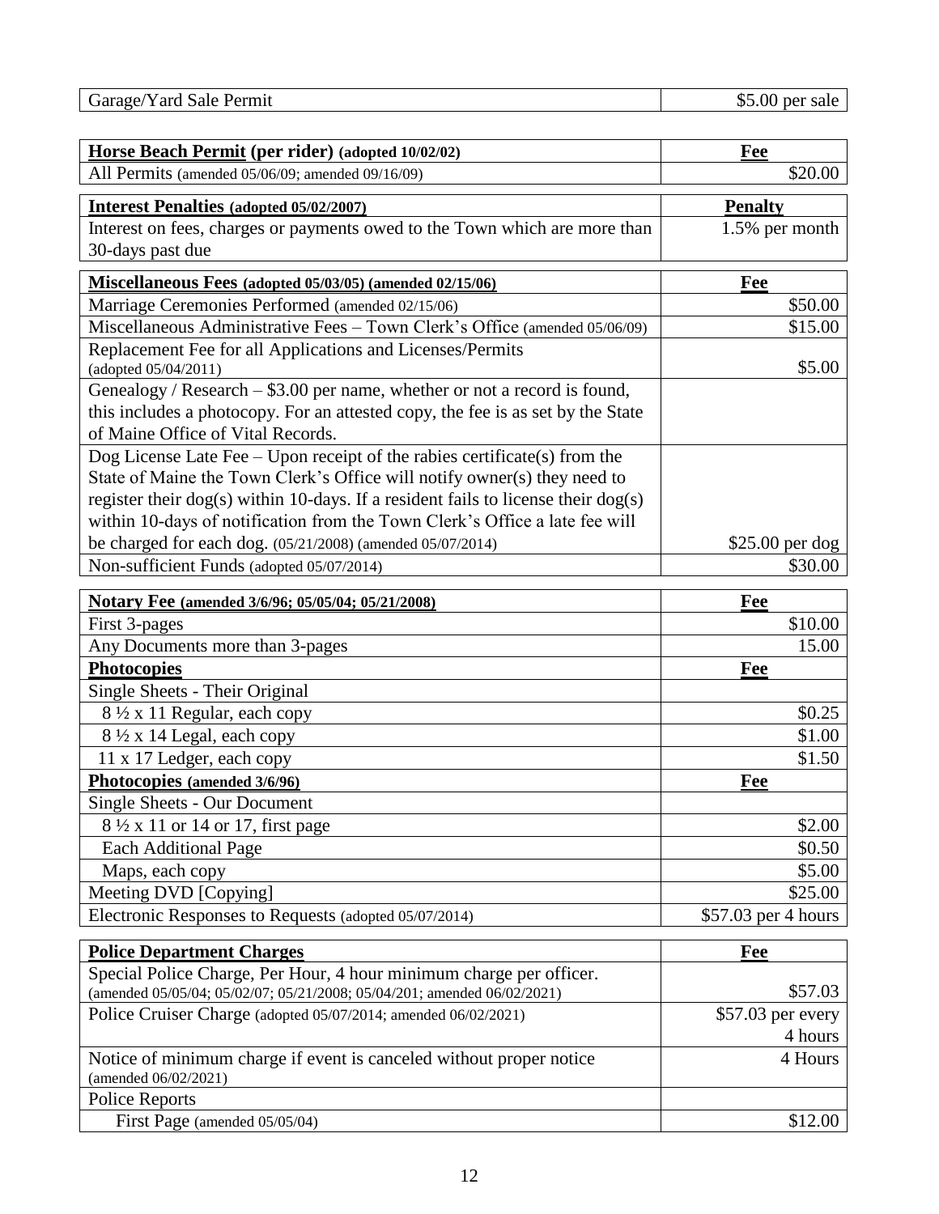| Garage/Yard Sale Permit | $5.00 per sale |
| --- | --- |

| **Horse Beach Permit (per rider) (adopted 10/02/02)** | **Fee** |
| --- | --- |
| All Permits (amended 05/06/09; amended 09/16/09) | $20.00 |

| **Interest Penalties (adopted 05/02/2007)** | **Penalty** |
| --- | --- |
| Interest on fees, charges or payments owed to the Town which are more than 30-days past due | 1.5% per month |

| **Miscellaneous Fees (adopted 05/03/05) (amended 02/15/06)** | **Fee** |
| --- | --- |
| Marriage Ceremonies Performed (amended 02/15/06) | $50.00 |
| Miscellaneous Administrative Fees – Town Clerk's Office (amended 05/06/09) | $15.00 |
| Replacement Fee for all Applications and Licenses/Permits (adopted 05/04/2011) | $5.00 |
| Genealogy / Research – $3.00 per name, whether or not a record is found, this includes a photocopy. For an attested copy, the fee is as set by the State of Maine Office of Vital Records. | |
| Dog License Late Fee – Upon receipt of the rabies certificate(s) from the State of Maine the Town Clerk's Office will notify owner(s) they need to register their dog(s) within 10-days. If a resident fails to license their dog(s) within 10-days of notification from the Town Clerk's Office a late fee will be charged for each dog. (05/21/2008) (amended 05/07/2014) | $25.00 per dog |
| Non-sufficient Funds (adopted 05/07/2014) | $30.00 |

| **Notary Fee (amended 3/6/96; 05/05/04; 05/21/2008)** | **Fee** |
| --- | --- |
| First 3-pages | $10.00 |
| Any Documents more than 3-pages | 15.00 |
| **Photocopies** | **Fee** |
| Single Sheets - Their Original | |
| 8 ½ x 11 Regular, each copy | $0.25 |
| 8 ½ x 14 Legal, each copy | $1.00 |
| 11 x 17 Ledger, each copy | $1.50 |
| **Photocopies (amended 3/6/96)** | **Fee** |
| Single Sheets - Our Document | |
| 8 ½ x 11 or 14 or 17, first page | $2.00 |
| Each Additional Page | $0.50 |
| Maps, each copy | $5.00 |
| Meeting DVD [Copying] | $25.00 |
| Electronic Responses to Requests (adopted 05/07/2014) | $57.03 per 4 hours |

| **Police Department Charges** | **Fee** |
| --- | --- |
| Special Police Charge, Per Hour, 4 hour minimum charge per officer. (amended 05/05/04; 05/02/07; 05/21/2008; 05/04/201; amended 06/02/2021) | $57.03 |
| Police Cruiser Charge (adopted 05/07/2014; amended 06/02/2021) | $57.03 per every 4 hours |
| Notice of minimum charge if event is canceled without proper notice (amended 06/02/2021) | 4 Hours |
| Police Reports | |
| First Page (amended 05/05/04) | $12.00 |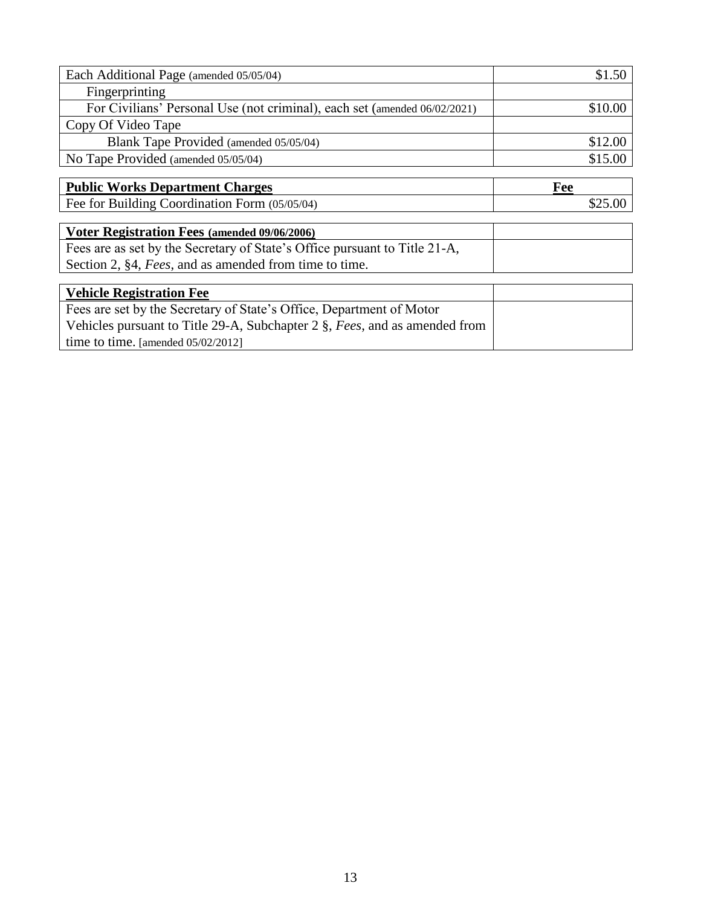| | |
|---|---|
| Each Additional Page (amended 05/05/04) | $1.50 |
| Fingerprinting | |
| For Civilians' Personal Use (not criminal), each set (amended 06/02/2021) | $10.00 |
| Copy Of Video Tape | |
| Blank Tape Provided (amended 05/05/04) | $12.00 |
| No Tape Provided (amended 05/05/04) | $15.00 |

| **Public Works Department Charges** | **Fee** |
|---|---|
| Fee for Building Coordination Form (05/05/04) | $25.00 |

| **Voter Registration Fees (amended 09/06/2006)** | |
|---|---|
| Fees are as set by the Secretary of State's Office pursuant to Title 21-A, Section 2, §4, *Fees*, and as amended from time to time. | |

| **Vehicle Registration Fee** | |
|---|---|
| Fees are set by the Secretary of State's Office, Department of Motor Vehicles pursuant to Title 29-A, Subchapter 2 §, *Fees*, and as amended from time to time. [amended 05/02/2012] | |